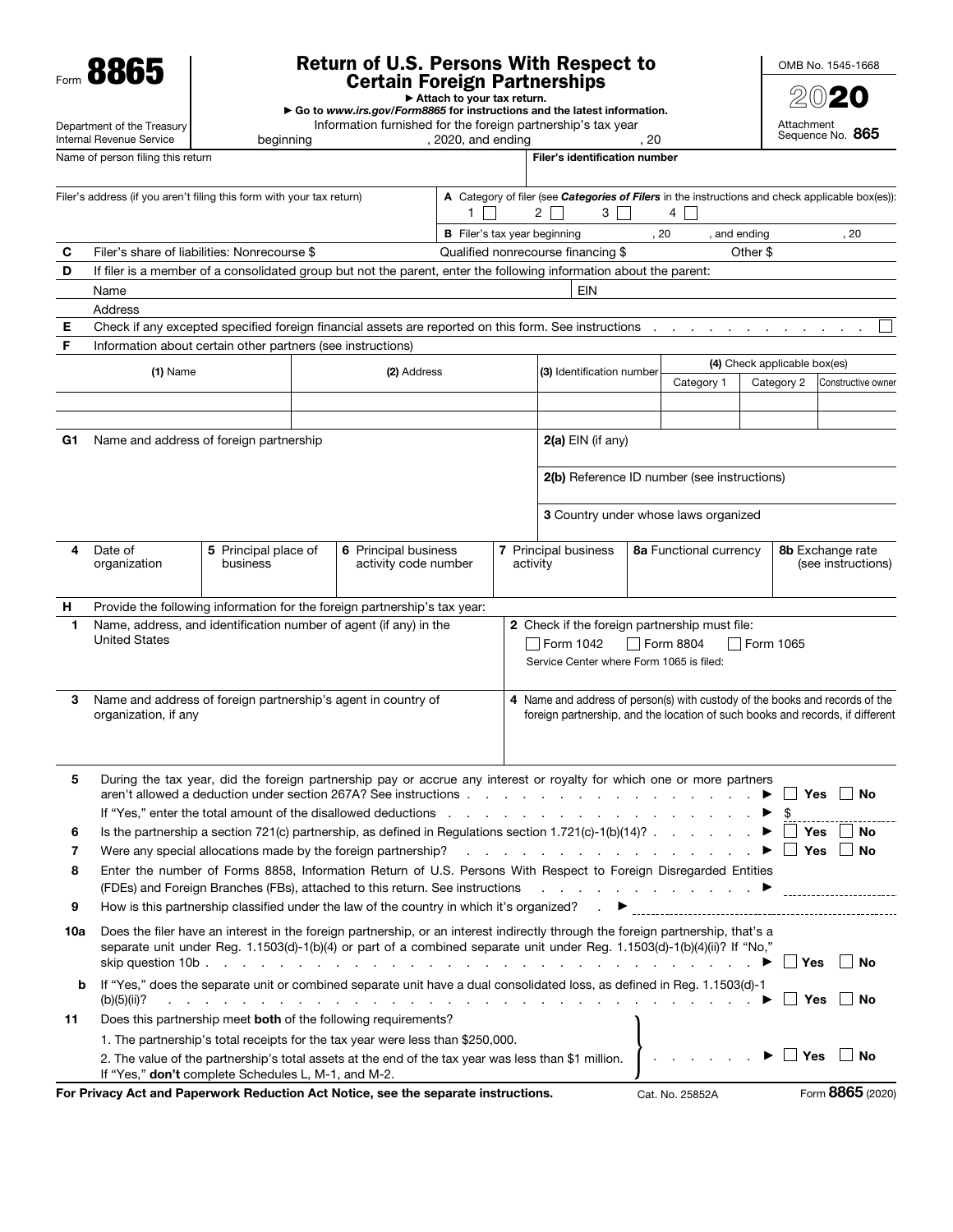Form **8865**

Department of the Treasury
Internal Revenue Service

# Return of U.S. Persons With Respect to Certain Foreign Partnerships

▶ Attach to your tax return.
▶ Go to *www.irs.gov/Form8865* for instructions and the latest information.

Information furnished for the foreign partnership's tax year beginning , 2020, and ending , 20

OMB No. 1545-1668

**2020**

Attachment Sequence No. **865**

Name of person filing this return | **Filer's identification number**

Filer's address (if you aren't filing this form with your tax return)

**A** Category of filer (see ***Categories of Filers*** in the instructions and check applicable box(es)): 1 ☐ 2 ☐ 3 ☐ 4 ☐

**B** Filer's tax year beginning , 20 , and ending , 20

**C** Filer's share of liabilities: Nonrecourse $ Qualified nonrecourse financing $ Other $

**D** If filer is a member of a consolidated group but not the parent, enter the following information about the parent:

Name EIN

Address

**E** Check if any excepted specified foreign financial assets are reported on this form. See instructions . . . . . . . . . . . . ☐

**F** Information about certain other partners (see instructions)

| **(1)** Name | **(2)** Address | **(3)** Identification number | **(4)** Check applicable box(es) | | |
|---|---|---|---|---|---|
| | | | Category 1 | Category 2 | Constructive owner |
| | | | | | |
| | | | | | |

**G1** Name and address of foreign partnership

**2(a)** EIN (if any)

**2(b)** Reference ID number (see instructions)

**3** Country under whose laws organized

| **4** Date of organization | **5** Principal place of business | **6** Principal business activity code number | **7** Principal business activity | **8a** Functional currency | **8b** Exchange rate (see instructions) |
|---|---|---|---|---|---|
| | | | | | |

**H** Provide the following information for the foreign partnership's tax year:

**1** Name, address, and identification number of agent (if any) in the United States

**2** Check if the foreign partnership must file:
☐ Form 1042 ☐ Form 8804 ☐ Form 1065
Service Center where Form 1065 is filed:

**3** Name and address of foreign partnership's agent in country of organization, if any

**4** Name and address of person(s) with custody of the books and records of the foreign partnership, and the location of such books and records, if different

**5** During the tax year, did the foreign partnership pay or accrue any interest or royalty for which one or more partners aren't allowed a deduction under section 267A? See instructions . . . . . . . . . . . . . . . . . . ▶ ☐ Yes ☐ No

If "Yes," enter the total amount of the disallowed deductions . . . . . . . . . . . . . . . . . . ▶ $

**6** Is the partnership a section 721(c) partnership, as defined in Regulations section 1.721(c)-1(b)(14)? . . . . . . . ▶ ☐ Yes ☐ No

**7** Were any special allocations made by the foreign partnership? . . . . . . . . . . . . . . . . . ▶ ☐ Yes ☐ No

**8** Enter the number of Forms 8858, Information Return of U.S. Persons With Respect to Foreign Disregarded Entities (FDEs) and Foreign Branches (FBs), attached to this return. See instructions . . . . . . . . . . . . . ▶

**9** How is this partnership classified under the law of the country in which it's organized? . ▶

**10a** Does the filer have an interest in the foreign partnership, or an interest indirectly through the foreign partnership, that's a separate unit under Reg. 1.1503(d)-1(b)(4) or part of a combined separate unit under Reg. 1.1503(d)-1(b)(4)(ii)? If "No," skip question 10b . . . . . . . . . . . . . . . . . . . . . . . . . . . . . . . ▶ ☐ Yes ☐ No

**b** If "Yes," does the separate unit or combined separate unit have a dual consolidated loss, as defined in Reg. 1.1503(d)-1(b)(5)(ii)? . . . . . . . . . . . . . . . . . . . . . . . . . . . . . . . ▶ ☐ Yes ☐ No

**11** Does this partnership meet **both** of the following requirements?

1. The partnership's total receipts for the tax year were less than $250,000.
2. The value of the partnership's total assets at the end of the tax year was less than $1 million.

If "Yes," **don't** complete Schedules L, M-1, and M-2. . . . . . . ▶ ☐ Yes ☐ No

**For Privacy Act and Paperwork Reduction Act Notice, see the separate instructions.** Cat. No. 25852A Form **8865** (2020)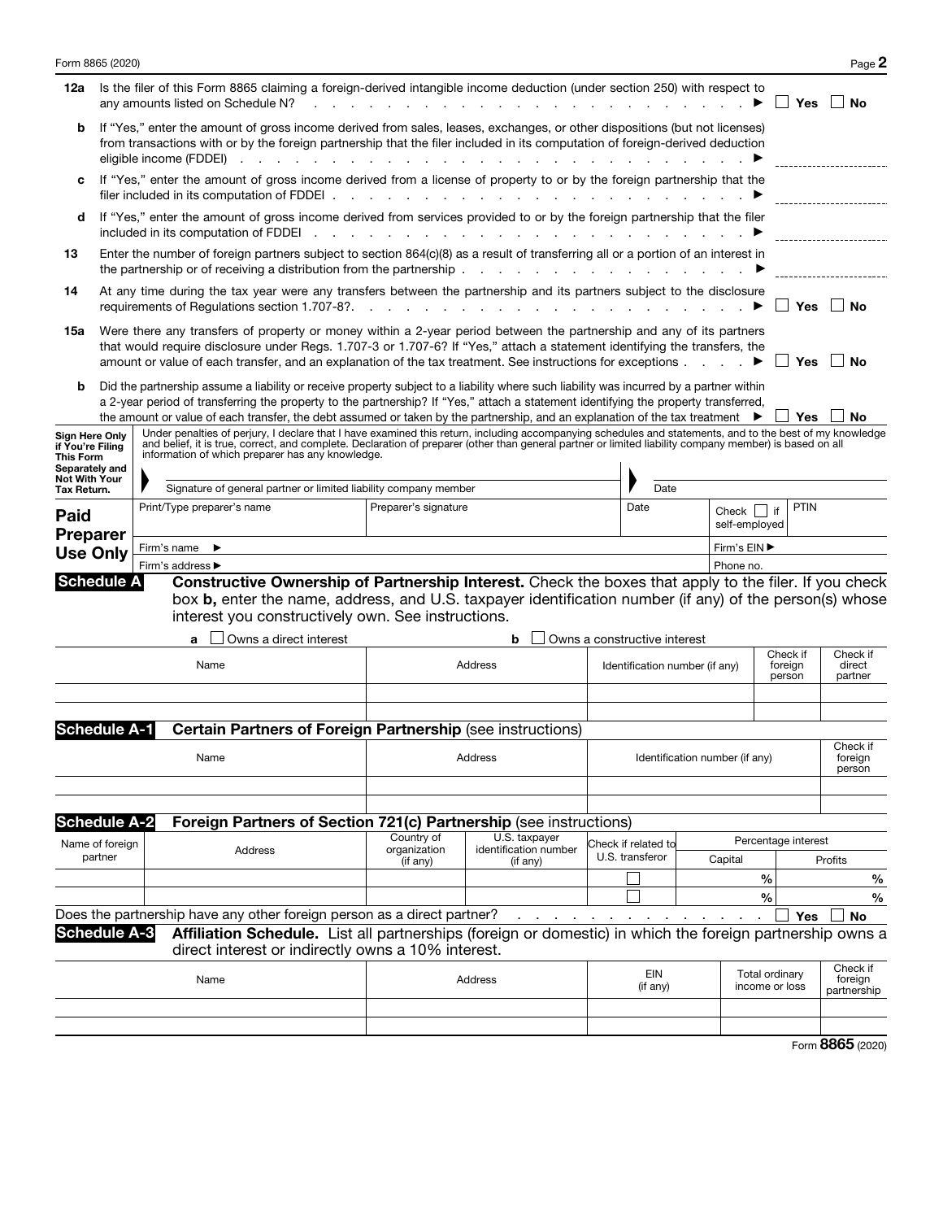**12a** Is the filer of this Form 8865 claiming a foreign-derived intangible income deduction (under section 250) with respect to any amounts listed on Schedule N? ▶ ☐ Yes ☐ No

**b** If "Yes," enter the amount of gross income derived from sales, leases, exchanges, or other dispositions (but not licenses) from transactions with or by the foreign partnership that the filer included in its computation of foreign-derived deduction eligible income (FDDEI) ▶ ____________

**c** If "Yes," enter the amount of gross income derived from a license of property to or by the foreign partnership that the filer included in its computation of FDDEI ▶ ____________

**d** If "Yes," enter the amount of gross income derived from services provided to or by the foreign partnership that the filer included in its computation of FDDEI ▶ ____________

**13** Enter the number of foreign partners subject to section 864(c)(8) as a result of transferring all or a portion of an interest in the partnership or of receiving a distribution from the partnership ▶ ____________

**14** At any time during the tax year were any transfers between the partnership and its partners subject to the disclosure requirements of Regulations section 1.707-8?. ▶ ☐ Yes ☐ No

**15a** Were there any transfers of property or money within a 2-year period between the partnership and any of its partners that would require disclosure under Regs. 1.707-3 or 1.707-6? If "Yes," attach a statement identifying the transfers, the amount or value of each transfer, and an explanation of the tax treatment. See instructions for exceptions ▶ ☐ Yes ☐ No

**b** Did the partnership assume a liability or receive property subject to a liability where such liability was incurred by a partner within a 2-year period of transferring the property to the partnership? If "Yes," attach a statement identifying the property transferred, the amount or value of each transfer, the debt assumed or taken by the partnership, and an explanation of the tax treatment ▶ ☐ Yes ☐ No

**Sign Here Only if You're Filing This Form Separately and Not With Your Tax Return.**

Under penalties of perjury, I declare that I have examined this return, including accompanying schedules and statements, and to the best of my knowledge and belief, it is true, correct, and complete. Declaration of preparer (other than general partner or limited liability company member) is based on all information of which preparer has any knowledge.

▶ Signature of general partner or limited liability company member ▶ Date

**Paid Preparer Use Only**

| Print/Type preparer's name | Preparer's signature | Date | Check ☐ if self-employed | PTIN |
|---|---|---|---|---|
| Firm's name ▶ | | | Firm's EIN ▶ | |
| Firm's address ▶ | | | Phone no. | |

## Schedule A Constructive Ownership of Partnership Interest.

Check the boxes that apply to the filer. If you check box **b,** enter the name, address, and U.S. taxpayer identification number (if any) of the person(s) whose interest you constructively own. See instructions.

**a** ☐ Owns a direct interest **b** ☐ Owns a constructive interest

| Name | Address | Identification number (if any) | Check if foreign person | Check if direct partner |
|---|---|---|---|---|
| | | | | |
| | | | | |

## Schedule A-1 Certain Partners of Foreign Partnership (see instructions)

| Name | Address | Identification number (if any) | Check if foreign person |
|---|---|---|---|
| | | | |
| | | | |

## Schedule A-2 Foreign Partners of Section 721(c) Partnership (see instructions)

| Name of foreign partner | Address | Country of organization (if any) | U.S. taxpayer identification number (if any) | Check if related to U.S. transferor | Percentage interest | |
|---|---|---|---|---|---|---|
| | | | | | Capital | Profits |
| | | | | ☐ | % | % |
| | | | | ☐ | % | % |

Does the partnership have any other foreign person as a direct partner? ☐ Yes ☐ No

## Schedule A-3 Affiliation Schedule.

List all partnerships (foreign or domestic) in which the foreign partnership owns a direct interest or indirectly owns a 10% interest.

| Name | Address | EIN (if any) | Total ordinary income or loss | Check if foreign partnership |
|---|---|---|---|---|
| | | | | |
| | | | | |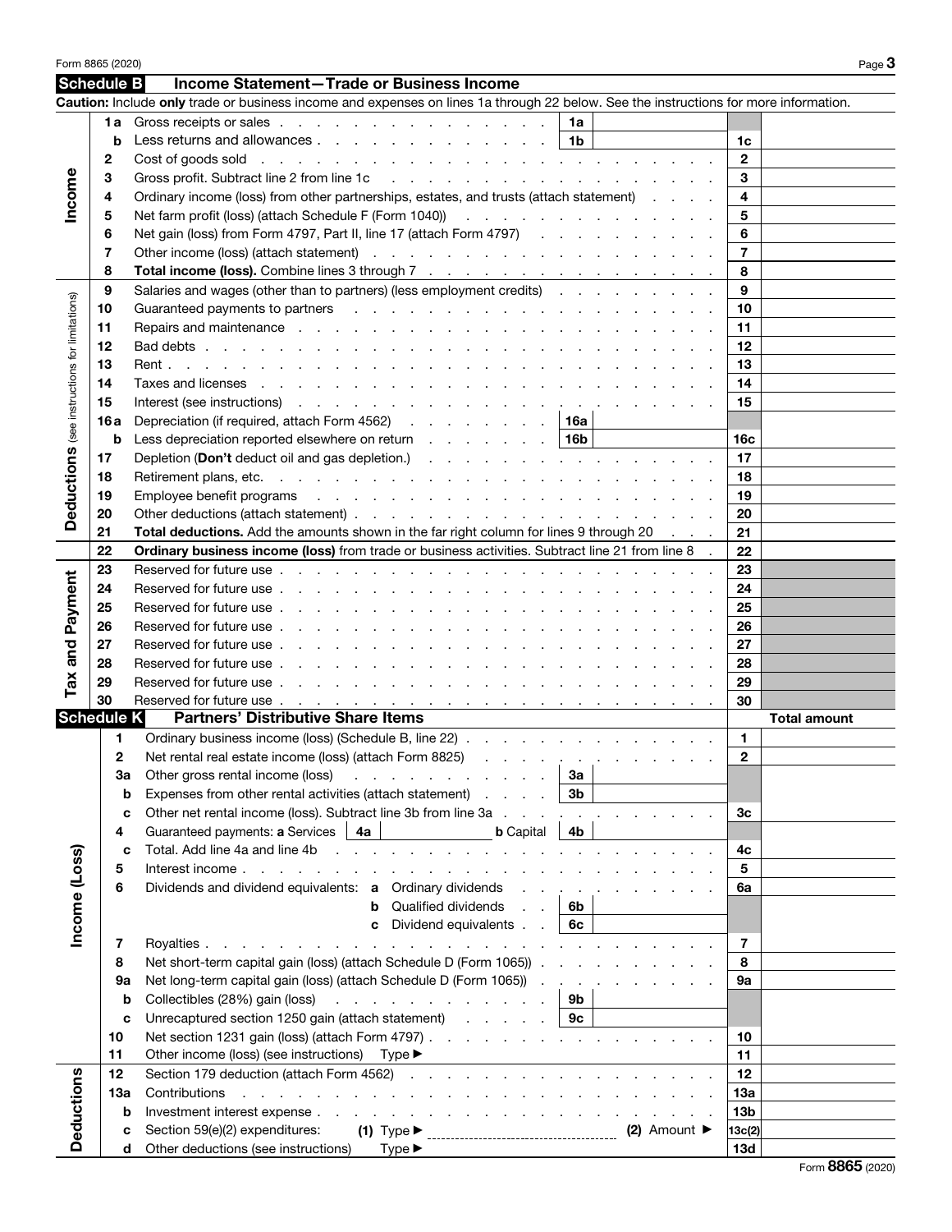## Schedule B — Income Statement—Trade or Business Income

**Caution:** Include **only** trade or business income and expenses on lines 1a through 22 below. See the instructions for more information.

| Section | Line | Description | Sub-line | Sub-amount | Line | Amount |
|---|---|---|---|---|---|---|
| Income | 1a | Gross receipts or sales | 1a | | | |
| | b | Less returns and allowances | 1b | | 1c | |
| | 2 | Cost of goods sold | | | 2 | |
| | 3 | Gross profit. Subtract line 2 from line 1c | | | 3 | |
| | 4 | Ordinary income (loss) from other partnerships, estates, and trusts (attach statement) | | | 4 | |
| | 5 | Net farm profit (loss) (attach Schedule F (Form 1040)) | | | 5 | |
| | 6 | Net gain (loss) from Form 4797, Part II, line 17 (attach Form 4797) | | | 6 | |
| | 7 | Other income (loss) (attach statement) | | | 7 | |
| | 8 | **Total income (loss).** Combine lines 3 through 7 | | | 8 | |
| Deductions (see instructions for limitations) | 9 | Salaries and wages (other than to partners) (less employment credits) | | | 9 | |
| | 10 | Guaranteed payments to partners | | | 10 | |
| | 11 | Repairs and maintenance | | | 11 | |
| | 12 | Bad debts | | | 12 | |
| | 13 | Rent | | | 13 | |
| | 14 | Taxes and licenses | | | 14 | |
| | 15 | Interest (see instructions) | | | 15 | |
| | 16a | Depreciation (if required, attach Form 4562) | 16a | | | |
| | b | Less depreciation reported elsewhere on return | 16b | | 16c | |
| | 17 | Depletion (**Don't** deduct oil and gas depletion.) | | | 17 | |
| | 18 | Retirement plans, etc. | | | 18 | |
| | 19 | Employee benefit programs | | | 19 | |
| | 20 | Other deductions (attach statement) | | | 20 | |
| | 21 | **Total deductions.** Add the amounts shown in the far right column for lines 9 through 20 | | | 21 | |
| | 22 | **Ordinary business income (loss)** from trade or business activities. Subtract line 21 from line 8 | | | 22 | |
| Tax and Payment | 23 | Reserved for future use | | | 23 | |
| | 24 | Reserved for future use | | | 24 | |
| | 25 | Reserved for future use | | | 25 | |
| | 26 | Reserved for future use | | | 26 | |
| | 27 | Reserved for future use | | | 27 | |
| | 28 | Reserved for future use | | | 28 | |
| | 29 | Reserved for future use | | | 29 | |
| | 30 | Reserved for future use | | | 30 | |

## Schedule K — Partners' Distributive Share Items

| Section | Line | Description | Sub-line | Sub-amount | Line | Total amount |
|---|---|---|---|---|---|---|
| Income (Loss) | 1 | Ordinary business income (loss) (Schedule B, line 22) | | | 1 | |
| | 2 | Net rental real estate income (loss) (attach Form 8825) | | | 2 | |
| | 3a | Other gross rental income (loss) | 3a | | | |
| | b | Expenses from other rental activities (attach statement) | 3b | | | |
| | c | Other net rental income (loss). Subtract line 3b from line 3a | | | 3c | |
| | 4 | Guaranteed payments: **a** Services 4a ______ **b** Capital | 4b | | | |
| | c | Total. Add line 4a and line 4b | | | 4c | |
| | 5 | Interest income | | | 5 | |
| | 6 | Dividends and dividend equivalents: **a** Ordinary dividends | | | 6a | |
| | | **b** Qualified dividends | 6b | | | |
| | | **c** Dividend equivalents | 6c | | | |
| | 7 | Royalties | | | 7 | |
| | 8 | Net short-term capital gain (loss) (attach Schedule D (Form 1065)) | | | 8 | |
| | 9a | Net long-term capital gain (loss) (attach Schedule D (Form 1065)) | | | 9a | |
| | b | Collectibles (28%) gain (loss) | 9b | | | |
| | c | Unrecaptured section 1250 gain (attach statement) | 9c | | | |
| | 10 | Net section 1231 gain (loss) (attach Form 4797) | | | 10 | |
| | 11 | Other income (loss) (see instructions) Type ▶ | | | 11 | |
| Deductions | 12 | Section 179 deduction (attach Form 4562) | | | 12 | |
| | 13a | Contributions | | | 13a | |
| | b | Investment interest expense | | | 13b | |
| | c | Section 59(e)(2) expenditures: **(1)** Type ▶ ______ **(2)** Amount ▶ | | | 13c(2) | |
| | d | Other deductions (see instructions) Type ▶ | | | 13d | |

Form **8865** (2020)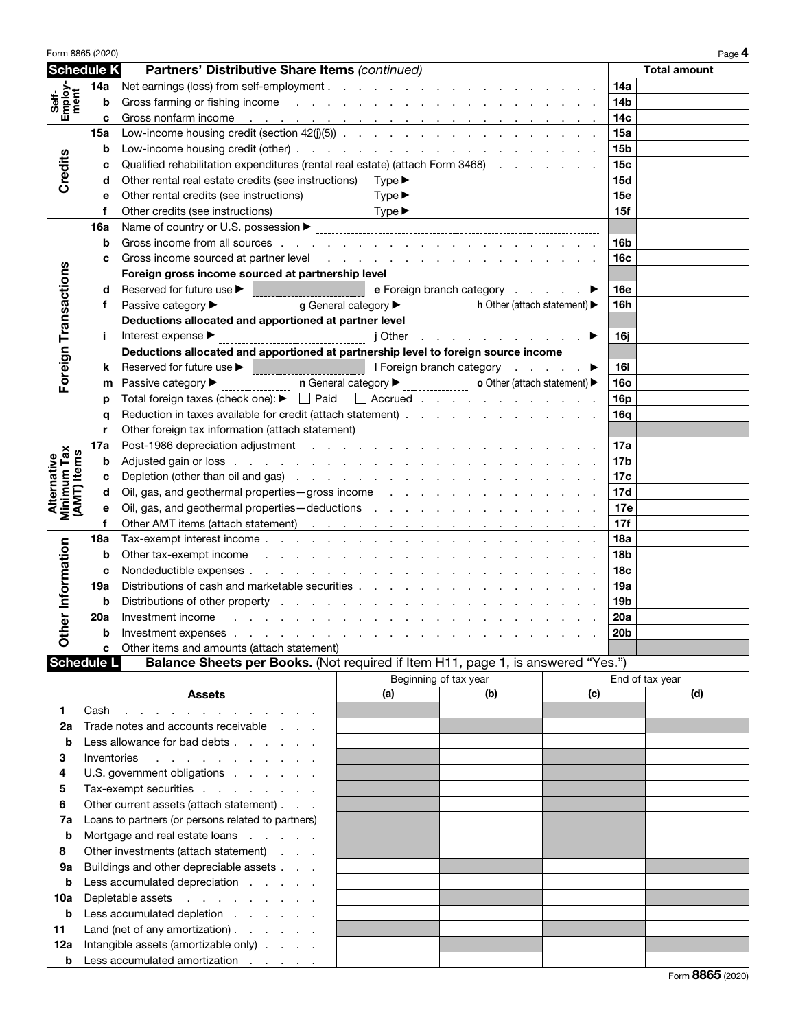## Schedule K — Partners' Distributive Share Items *(continued)*

| Section | Line | Description | Line ref | Total amount |
|---|---|---|---|---|
| Self-Employment | 14a | Net earnings (loss) from self-employment | 14a | |
| | b | Gross farming or fishing income | 14b | |
| | c | Gross nonfarm income | 14c | |
| Credits | 15a | Low-income housing credit (section 42(j)(5)) | 15a | |
| | b | Low-income housing credit (other) | 15b | |
| | c | Qualified rehabilitation expenditures (rental real estate) (attach Form 3468) | 15c | |
| | d | Other rental real estate credits (see instructions) Type ▶ | 15d | |
| | e | Other rental credits (see instructions) Type ▶ | 15e | |
| | f | Other credits (see instructions) Type ▶ | 15f | |
| Foreign Transactions | 16a | Name of country or U.S. possession ▶ | | |
| | b | Gross income from all sources | 16b | |
| | c | Gross income sourced at partner level | 16c | |
| | | **Foreign gross income sourced at partnership level** | | |
| | d | Reserved for future use ▶ &nbsp; e Foreign branch category ▶ | 16e | |
| | f | Passive category ▶ &nbsp; g General category ▶ &nbsp; h Other (attach statement) ▶ | 16h | |
| | | **Deductions allocated and apportioned at partner level** | | |
| | i | Interest expense ▶ &nbsp; j Other ▶ | 16j | |
| | | **Deductions allocated and apportioned at partnership level to foreign source income** | | |
| | k | Reserved for future use ▶ &nbsp; l Foreign branch category ▶ | 16l | |
| | m | Passive category ▶ &nbsp; n General category ▶ &nbsp; o Other (attach statement) ▶ | 16o | |
| | p | Total foreign taxes (check one): ▶ ☐ Paid ☐ Accrued | 16p | |
| | q | Reduction in taxes available for credit (attach statement) | 16q | |
| | r | Other foreign tax information (attach statement) | | |
| Alternative Minimum Tax (AMT) Items | 17a | Post-1986 depreciation adjustment | 17a | |
| | b | Adjusted gain or loss | 17b | |
| | c | Depletion (other than oil and gas) | 17c | |
| | d | Oil, gas, and geothermal properties—gross income | 17d | |
| | e | Oil, gas, and geothermal properties—deductions | 17e | |
| | f | Other AMT items (attach statement) | 17f | |
| Other Information | 18a | Tax-exempt interest income | 18a | |
| | b | Other tax-exempt income | 18b | |
| | c | Nondeductible expenses | 18c | |
| | 19a | Distributions of cash and marketable securities | 19a | |
| | b | Distributions of other property | 19b | |
| | 20a | Investment income | 20a | |
| | b | Investment expenses | 20b | |
| | c | Other items and amounts (attach statement) | | |

## Schedule L — Balance Sheets per Books. (Not required if Item H11, page 1, is answered "Yes.")

| Line | Assets | Beginning of tax year (a) | Beginning of tax year (b) | End of tax year (c) | End of tax year (d) |
|---|---|---|---|---|---|
| 1 | Cash | | | | |
| 2a | Trade notes and accounts receivable | | | | |
| b | Less allowance for bad debts | | | | |
| 3 | Inventories | | | | |
| 4 | U.S. government obligations | | | | |
| 5 | Tax-exempt securities | | | | |
| 6 | Other current assets (attach statement) | | | | |
| 7a | Loans to partners (or persons related to partners) | | | | |
| b | Mortgage and real estate loans | | | | |
| 8 | Other investments (attach statement) | | | | |
| 9a | Buildings and other depreciable assets | | | | |
| b | Less accumulated depreciation | | | | |
| 10a | Depletable assets | | | | |
| b | Less accumulated depletion | | | | |
| 11 | Land (net of any amortization) | | | | |
| 12a | Intangible assets (amortizable only) | | | | |
| b | Less accumulated amortization | | | | |

Form **8865** (2020)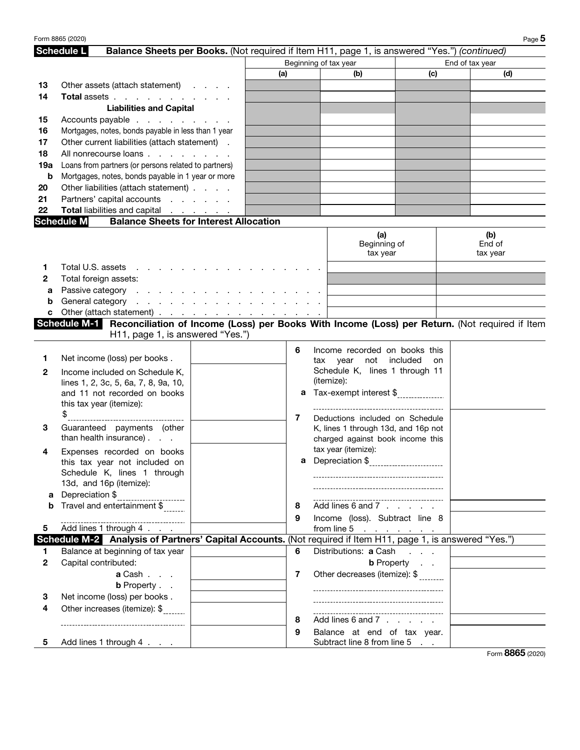## Schedule L Balance Sheets per Books. (Not required if Item H11, page 1, is answered "Yes.") *(continued)*

| | | Beginning of tax year | | End of tax year | |
|---|---|---|---|---|---|
| | | (a) | (b) | (c) | (d) |
| 13 | Other assets (attach statement) | | | | |
| 14 | **Total** assets | | | | |
| | **Liabilities and Capital** | | | | |
| 15 | Accounts payable | | | | |
| 16 | Mortgages, notes, bonds payable in less than 1 year | | | | |
| 17 | Other current liabilities (attach statement) | | | | |
| 18 | All nonrecourse loans | | | | |
| 19a | Loans from partners (or persons related to partners) | | | | |
| b | Mortgages, notes, bonds payable in 1 year or more | | | | |
| 20 | Other liabilities (attach statement) | | | | |
| 21 | Partners' capital accounts | | | | |
| 22 | **Total** liabilities and capital | | | | |

## Schedule M Balance Sheets for Interest Allocation

| | | (a) Beginning of tax year | (b) End of tax year |
|---|---|---|---|
| 1 | Total U.S. assets | | |
| 2 | Total foreign assets: | | |
| a | Passive category | | |
| b | General category | | |
| c | Other (attach statement) | | |

## Schedule M-1 Reconciliation of Income (Loss) per Books With Income (Loss) per Return. (Not required if Item H11, page 1, is answered "Yes.")

| | | | | | |
|---|---|---|---|---|---|
| 1 | Net income (loss) per books | | 6 | Income recorded on books this tax year not included on Schedule K, lines 1 through 11 (itemize): | |
| 2 | Income included on Schedule K, lines 1, 2, 3c, 5, 6a, 7, 8, 9a, 10, and 11 not recorded on books this tax year (itemize): $ | | a | Tax-exempt interest $ | |
| 3 | Guaranteed payments (other than health insurance) | | 7 | Deductions included on Schedule K, lines 1 through 13d, and 16p not charged against book income this tax year (itemize): | |
| 4 | Expenses recorded on books this tax year not included on Schedule K, lines 1 through 13d, and 16p (itemize): | | a | Depreciation $ | |
| a | Depreciation $ | | | | |
| b | Travel and entertainment $ | | 8 | Add lines 6 and 7 | |
| | | | 9 | Income (loss). Subtract line 8 from line 5 | |
| 5 | Add lines 1 through 4 | | | | |

## Schedule M-2 Analysis of Partners' Capital Accounts. (Not required if Item H11, page 1, is answered "Yes.")

| | | | | | |
|---|---|---|---|---|---|
| 1 | Balance at beginning of tax year | | 6 | Distributions: **a** Cash | |
| 2 | Capital contributed: | | | **b** Property | |
| | **a** Cash | | 7 | Other decreases (itemize): $ | |
| | **b** Property | | | | |
| 3 | Net income (loss) per books | | | | |
| 4 | Other increases (itemize): $ | | 8 | Add lines 6 and 7 | |
| 5 | Add lines 1 through 4 | | 9 | Balance at end of tax year. Subtract line 8 from line 5 | |

Form **8865** (2020)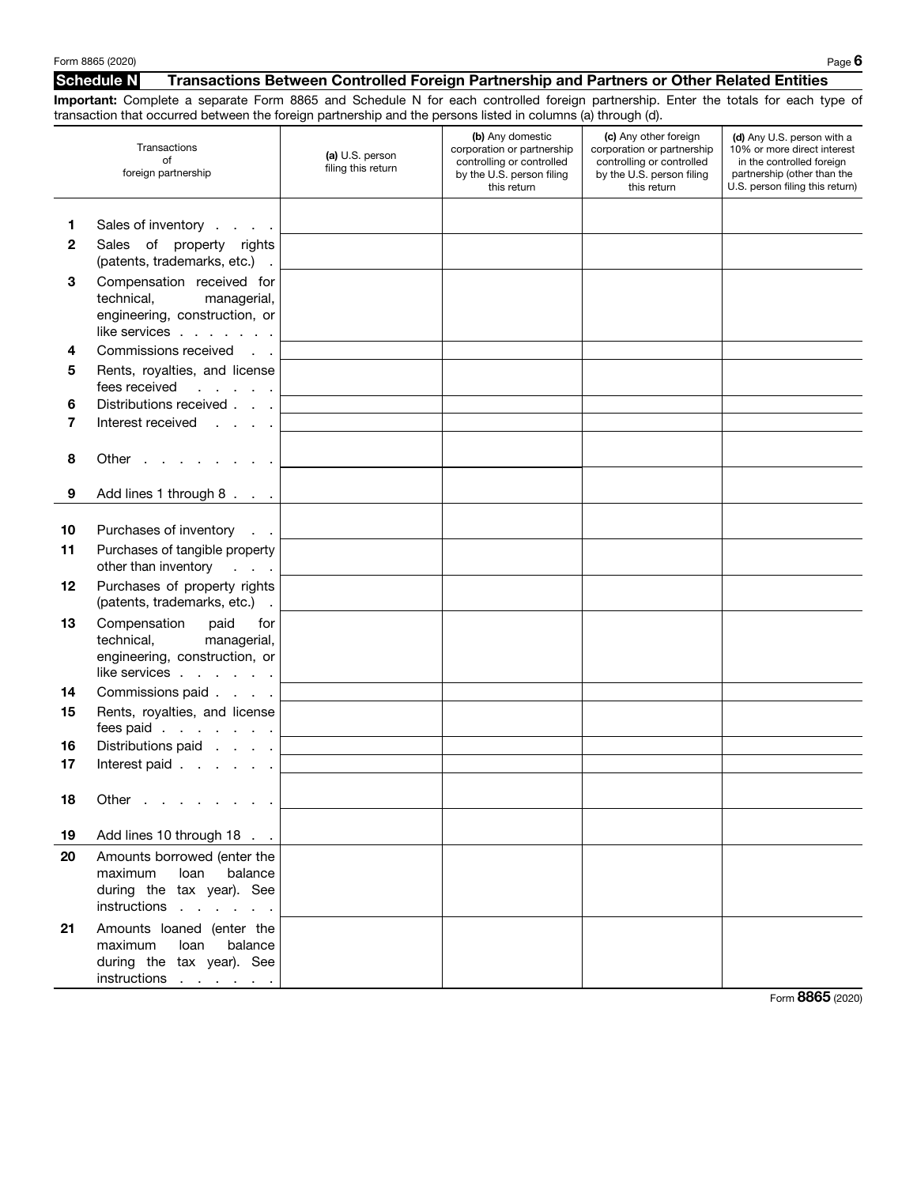## Schedule N — Transactions Between Controlled Foreign Partnership and Partners or Other Related Entities

**Important:** Complete a separate Form 8865 and Schedule N for each controlled foreign partnership. Enter the totals for each type of transaction that occurred between the foreign partnership and the persons listed in columns (a) through (d).

| | Transactions of foreign partnership | (a) U.S. person filing this return | (b) Any domestic corporation or partnership controlling or controlled by the U.S. person filing this return | (c) Any other foreign corporation or partnership controlling or controlled by the U.S. person filing this return | (d) Any U.S. person with a 10% or more direct interest in the controlled foreign partnership (other than the U.S. person filing this return) |
|---|---|---|---|---|---|
| 1 | Sales of inventory | | | | |
| 2 | Sales of property rights (patents, trademarks, etc.) | | | | |
| 3 | Compensation received for technical, managerial, engineering, construction, or like services | | | | |
| 4 | Commissions received | | | | |
| 5 | Rents, royalties, and license fees received | | | | |
| 6 | Distributions received | | | | |
| 7 | Interest received | | | | |
| 8 | Other | | | | |
| 9 | Add lines 1 through 8 | | | | |
| 10 | Purchases of inventory | | | | |
| 11 | Purchases of tangible property other than inventory | | | | |
| 12 | Purchases of property rights (patents, trademarks, etc.) | | | | |
| 13 | Compensation paid for technical, managerial, engineering, construction, or like services | | | | |
| 14 | Commissions paid | | | | |
| 15 | Rents, royalties, and license fees paid | | | | |
| 16 | Distributions paid | | | | |
| 17 | Interest paid | | | | |
| 18 | Other | | | | |
| 19 | Add lines 10 through 18 | | | | |
| 20 | Amounts borrowed (enter the maximum loan balance during the tax year). See instructions | | | | |
| 21 | Amounts loaned (enter the maximum loan balance during the tax year). See instructions | | | | |